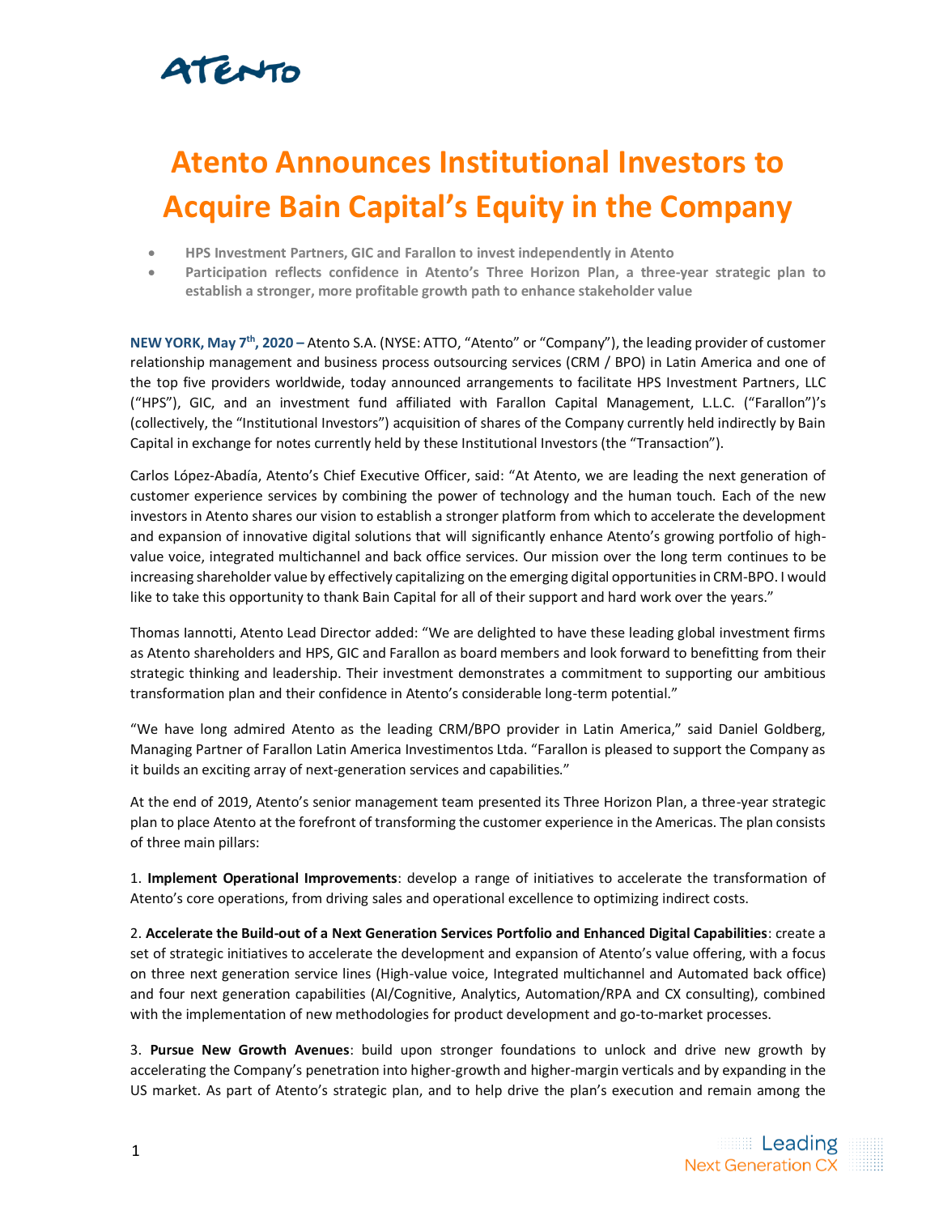# Atento Announces Institutional Investors to Acquire Bain Capital's Equity in the Company

- **HPS Investment Partners, GIC and Farallon to invest independently in Atento**
- **Participation reflects confidence in Atento's Three Horizon Plan, a three-year strategic plan to establish a stronger, more profitable growth path to enhance stakeholder value**

**NEW YORK, May 7th, 2020 –** Atento S.A. (NYSE: ATTO, "Atento" or "Company"), the leading provider of customer relationship management and business process outsourcing services (CRM / BPO) in Latin America and one of the top five providers worldwide, today announced arrangements to facilitate HPS Investment Partners, LLC ("HPS"), GIC, and an investment fund affiliated with Farallon Capital Management, L.L.C. ("Farallon")'s (collectively, the "Institutional Investors") acquisition of shares of the Company currently held indirectly by Bain Capital in exchange for notes currently held by these Institutional Investors (the "Transaction").

Carlos López-Abadía, Atento's Chief Executive Officer, said: "At Atento, we are leading the next generation of customer experience services by combining the power of technology and the human touch. Each of the new investors in Atento shares our vision to establish a stronger platform from which to accelerate the development and expansion of innovative digital solutions that will significantly enhance Atento's growing portfolio of high-value voice, integrated multichannel and back office services. Our mission over the long term continues to be increasing shareholder value by effectively capitalizing on the emerging digital opportunities in CRM-BPO. I would like to take this opportunity to thank Bain Capital for all of their support and hard work over the years."

Thomas Iannotti, Atento Lead Director added: "We are delighted to have these leading global investment firms as Atento shareholders and HPS, GIC and Farallon as board members and look forward to benefitting from their strategic thinking and leadership. Their investment demonstrates a commitment to supporting our ambitious transformation plan and their confidence in Atento's considerable long-term potential."

"We have long admired Atento as the leading CRM/BPO provider in Latin America," said Daniel Goldberg, Managing Partner of Farallon Latin America Investimentos Ltda. "Farallon is pleased to support the Company as it builds an exciting array of next-generation services and capabilities."

At the end of 2019, Atento's senior management team presented its Three Horizon Plan, a three-year strategic plan to place Atento at the forefront of transforming the customer experience in the Americas. The plan consists of three main pillars:

1. **Implement Operational Improvements**: develop a range of initiatives to accelerate the transformation of Atento's core operations, from driving sales and operational excellence to optimizing indirect costs.

2. **Accelerate the Build-out of a Next Generation Services Portfolio and Enhanced Digital Capabilities**: create a set of strategic initiatives to accelerate the development and expansion of Atento's value offering, with a focus on three next generation service lines (High-value voice, Integrated multichannel and Automated back office) and four next generation capabilities (AI/Cognitive, Analytics, Automation/RPA and CX consulting), combined with the implementation of new methodologies for product development and go-to-market processes.

3. **Pursue New Growth Avenues**: build upon stronger foundations to unlock and drive new growth by accelerating the Company's penetration into higher-growth and higher-margin verticals and by expanding in the US market. As part of Atento's strategic plan, and to help drive the plan's execution and remain among the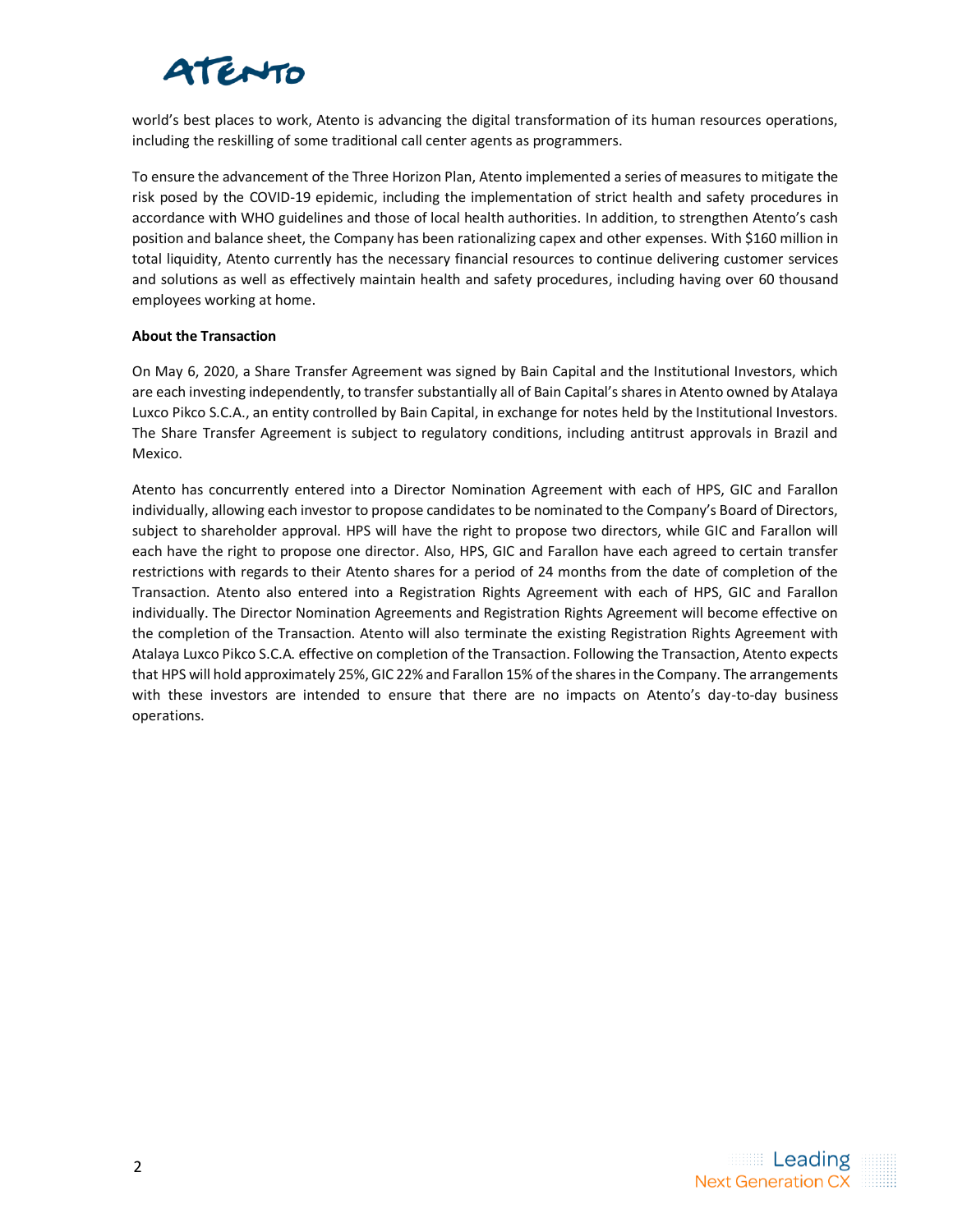world's best places to work, Atento is advancing the digital transformation of its human resources operations, including the reskilling of some traditional call center agents as programmers.

To ensure the advancement of the Three Horizon Plan, Atento implemented a series of measures to mitigate the risk posed by the COVID-19 epidemic, including the implementation of strict health and safety procedures in accordance with WHO guidelines and those of local health authorities. In addition, to strengthen Atento's cash position and balance sheet, the Company has been rationalizing capex and other expenses. With $160 million in total liquidity, Atento currently has the necessary financial resources to continue delivering customer services and solutions as well as effectively maintain health and safety procedures, including having over 60 thousand employees working at home.

**About the Transaction**

On May 6, 2020, a Share Transfer Agreement was signed by Bain Capital and the Institutional Investors, which are each investing independently, to transfer substantially all of Bain Capital's shares in Atento owned by Atalaya Luxco Pikco S.C.A., an entity controlled by Bain Capital, in exchange for notes held by the Institutional Investors. The Share Transfer Agreement is subject to regulatory conditions, including antitrust approvals in Brazil and Mexico.

Atento has concurrently entered into a Director Nomination Agreement with each of HPS, GIC and Farallon individually, allowing each investor to propose candidates to be nominated to the Company's Board of Directors, subject to shareholder approval. HPS will have the right to propose two directors, while GIC and Farallon will each have the right to propose one director. Also, HPS, GIC and Farallon have each agreed to certain transfer restrictions with regards to their Atento shares for a period of 24 months from the date of completion of the Transaction. Atento also entered into a Registration Rights Agreement with each of HPS, GIC and Farallon individually. The Director Nomination Agreements and Registration Rights Agreement will become effective on the completion of the Transaction. Atento will also terminate the existing Registration Rights Agreement with Atalaya Luxco Pikco S.C.A. effective on completion of the Transaction. Following the Transaction, Atento expects that HPS will hold approximately 25%, GIC 22% and Farallon 15% of the shares in the Company. The arrangements with these investors are intended to ensure that there are no impacts on Atento's day-to-day business operations.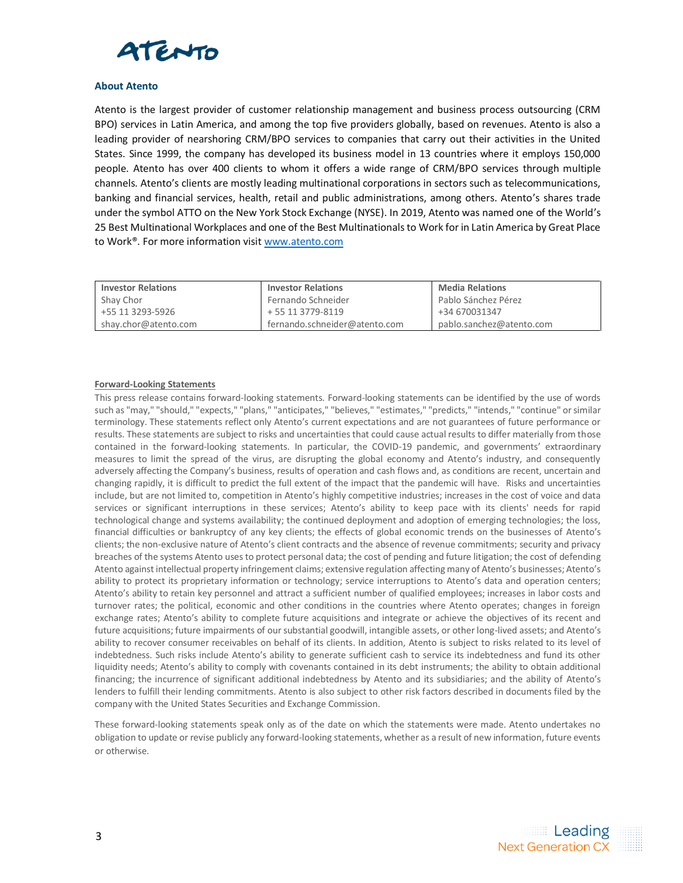## About Atento

Atento is the largest provider of customer relationship management and business process outsourcing (CRM BPO) services in Latin America, and among the top five providers globally, based on revenues. Atento is also a leading provider of nearshoring CRM/BPO services to companies that carry out their activities in the United States. Since 1999, the company has developed its business model in 13 countries where it employs 150,000 people. Atento has over 400 clients to whom it offers a wide range of CRM/BPO services through multiple channels. Atento's clients are mostly leading multinational corporations in sectors such as telecommunications, banking and financial services, health, retail and public administrations, among others. Atento's shares trade under the symbol ATTO on the New York Stock Exchange (NYSE). In 2019, Atento was named one of the World's 25 Best Multinational Workplaces and one of the Best Multinationals to Work for in Latin America by Great Place to Work®. For more information visit [www.atento.com](http://www.atento.com)

| Investor Relations | Investor Relations | Media Relations |
|---|---|---|
| Shay Chor | Fernando Schneider | Pablo Sánchez Pérez |
| +55 11 3293-5926 | + 55 11 3779-8119 | +34 670031347 |
| shay.chor@atento.com | fernando.schneider@atento.com | pablo.sanchez@atento.com |

**Forward-Looking Statements**

This press release contains forward-looking statements. Forward-looking statements can be identified by the use of words such as "may," "should," "expects," "plans," "anticipates," "believes," "estimates," "predicts," "intends," "continue" or similar terminology. These statements reflect only Atento's current expectations and are not guarantees of future performance or results. These statements are subject to risks and uncertainties that could cause actual results to differ materially from those contained in the forward-looking statements. In particular, the COVID-19 pandemic, and governments' extraordinary measures to limit the spread of the virus, are disrupting the global economy and Atento's industry, and consequently adversely affecting the Company's business, results of operation and cash flows and, as conditions are recent, uncertain and changing rapidly, it is difficult to predict the full extent of the impact that the pandemic will have. Risks and uncertainties include, but are not limited to, competition in Atento's highly competitive industries; increases in the cost of voice and data services or significant interruptions in these services; Atento's ability to keep pace with its clients' needs for rapid technological change and systems availability; the continued deployment and adoption of emerging technologies; the loss, financial difficulties or bankruptcy of any key clients; the effects of global economic trends on the businesses of Atento's clients; the non-exclusive nature of Atento's client contracts and the absence of revenue commitments; security and privacy breaches of the systems Atento uses to protect personal data; the cost of pending and future litigation; the cost of defending Atento against intellectual property infringement claims; extensive regulation affecting many of Atento's businesses; Atento's ability to protect its proprietary information or technology; service interruptions to Atento's data and operation centers; Atento's ability to retain key personnel and attract a sufficient number of qualified employees; increases in labor costs and turnover rates; the political, economic and other conditions in the countries where Atento operates; changes in foreign exchange rates; Atento's ability to complete future acquisitions and integrate or achieve the objectives of its recent and future acquisitions; future impairments of our substantial goodwill, intangible assets, or other long-lived assets; and Atento's ability to recover consumer receivables on behalf of its clients. In addition, Atento is subject to risks related to its level of indebtedness. Such risks include Atento's ability to generate sufficient cash to service its indebtedness and fund its other liquidity needs; Atento's ability to comply with covenants contained in its debt instruments; the ability to obtain additional financing; the incurrence of significant additional indebtedness by Atento and its subsidiaries; and the ability of Atento's lenders to fulfill their lending commitments. Atento is also subject to other risk factors described in documents filed by the company with the United States Securities and Exchange Commission.

These forward-looking statements speak only as of the date on which the statements were made. Atento undertakes no obligation to update or revise publicly any forward-looking statements, whether as a result of new information, future events or otherwise.